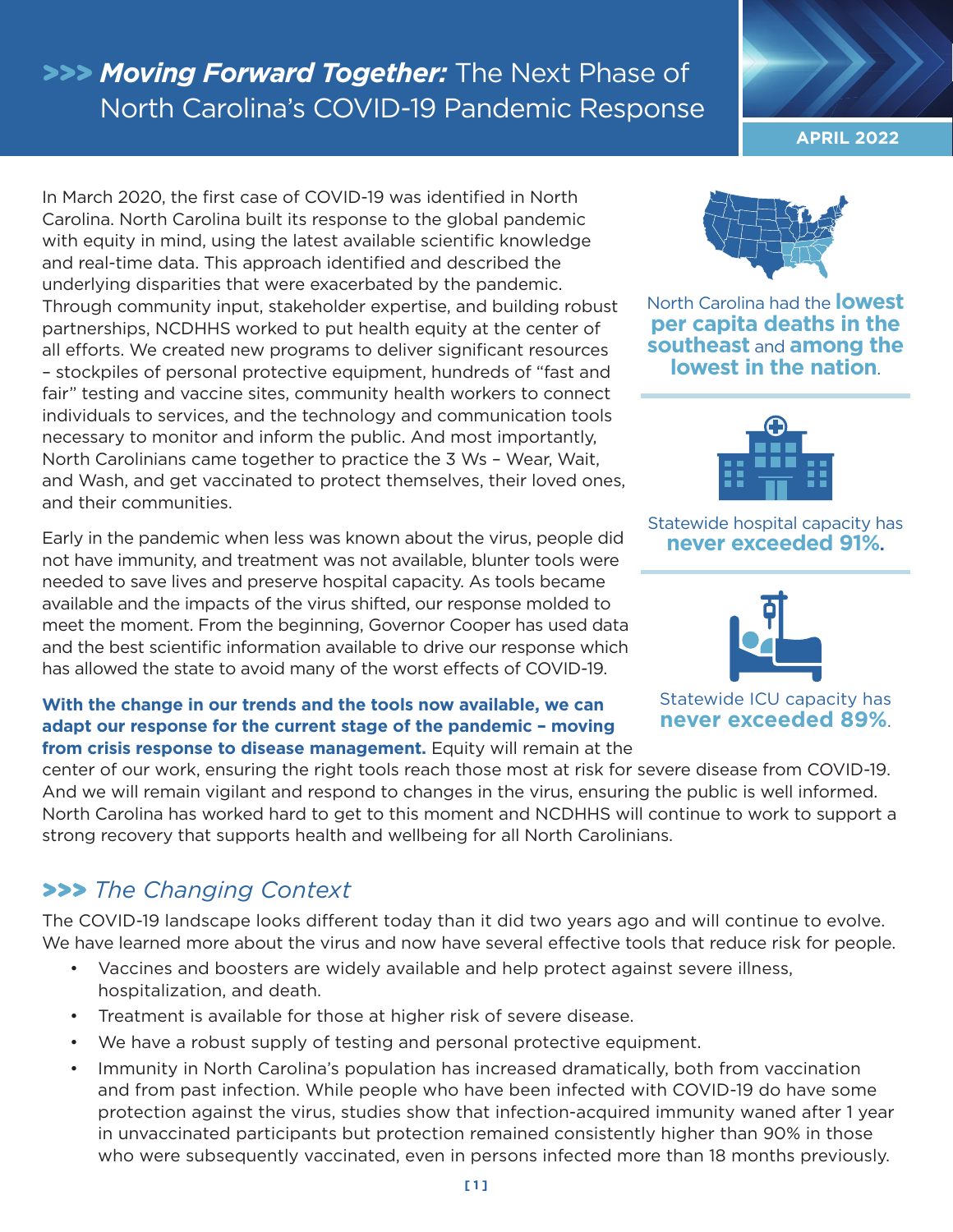# >>> ***Moving Forward Together:*** The Next Phase of North Carolina's COVID-19 Pandemic Response

**APRIL 2022**

In March 2020, the first case of COVID-19 was identified in North Carolina. North Carolina built its response to the global pandemic with equity in mind, using the latest available scientific knowledge and real-time data. This approach identified and described the underlying disparities that were exacerbated by the pandemic. Through community input, stakeholder expertise, and building robust partnerships, NCDHHS worked to put health equity at the center of all efforts. We created new programs to deliver significant resources – stockpiles of personal protective equipment, hundreds of "fast and fair" testing and vaccine sites, community health workers to connect individuals to services, and the technology and communication tools necessary to monitor and inform the public. And most importantly, North Carolinians came together to practice the 3 Ws – Wear, Wait, and Wash, and get vaccinated to protect themselves, their loved ones, and their communities.

Early in the pandemic when less was known about the virus, people did not have immunity, and treatment was not available, blunter tools were needed to save lives and preserve hospital capacity. As tools became available and the impacts of the virus shifted, our response molded to meet the moment. From the beginning, Governor Cooper has used data and the best scientific information available to drive our response which has allowed the state to avoid many of the worst effects of COVID-19.

**With the change in our trends and the tools now available, we can adapt our response for the current stage of the pandemic – moving from crisis response to disease management.** Equity will remain at the center of our work, ensuring the right tools reach those most at risk for severe disease from COVID-19. And we will remain vigilant and respond to changes in the virus, ensuring the public is well informed. North Carolina has worked hard to get to this moment and NCDHHS will continue to work to support a strong recovery that supports health and wellbeing for all North Carolinians.

North Carolina had the **lowest per capita deaths in the southeast** and **among the lowest in the nation**.

Statewide hospital capacity has **never exceeded 91%**.

Statewide ICU capacity has **never exceeded 89%**.

## >>> *The Changing Context*

The COVID-19 landscape looks different today than it did two years ago and will continue to evolve. We have learned more about the virus and now have several effective tools that reduce risk for people.

- Vaccines and boosters are widely available and help protect against severe illness, hospitalization, and death.
- Treatment is available for those at higher risk of severe disease.
- We have a robust supply of testing and personal protective equipment.
- Immunity in North Carolina's population has increased dramatically, both from vaccination and from past infection. While people who have been infected with COVID-19 do have some protection against the virus, studies show that infection-acquired immunity waned after 1 year in unvaccinated participants but protection remained consistently higher than 90% in those who were subsequently vaccinated, even in persons infected more than 18 months previously.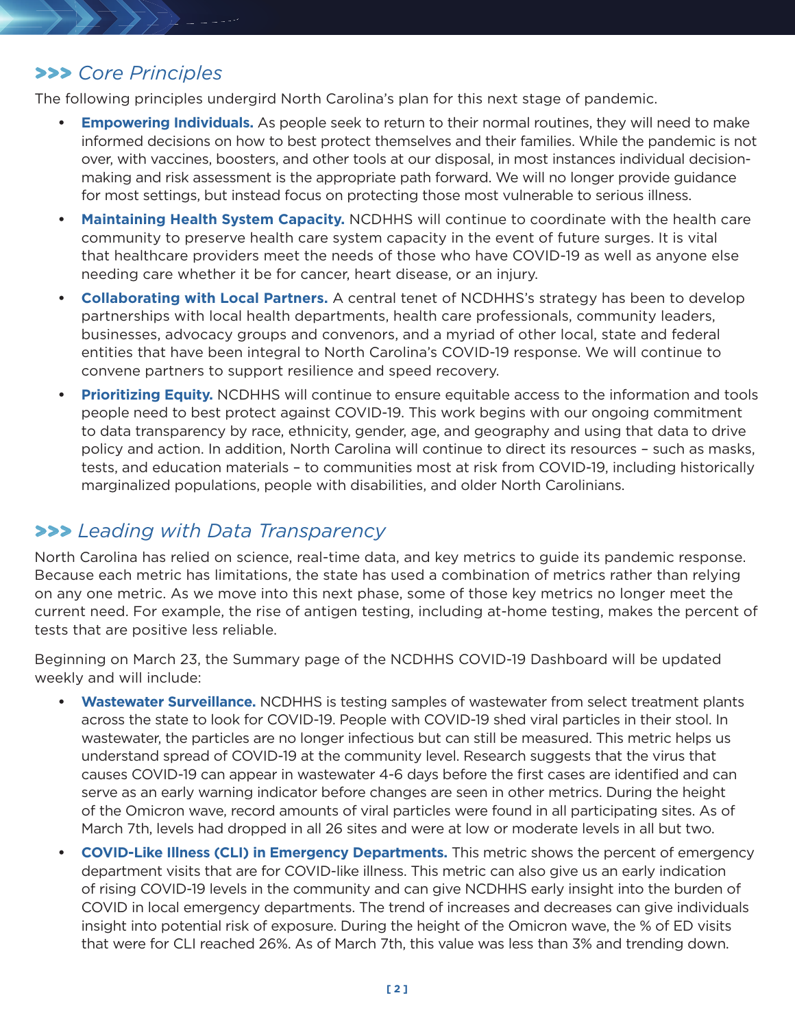## >>> Core Principles

The following principles undergird North Carolina's plan for this next stage of pandemic.

- **Empowering Individuals.** As people seek to return to their normal routines, they will need to make informed decisions on how to best protect themselves and their families. While the pandemic is not over, with vaccines, boosters, and other tools at our disposal, in most instances individual decision-making and risk assessment is the appropriate path forward. We will no longer provide guidance for most settings, but instead focus on protecting those most vulnerable to serious illness.
- **Maintaining Health System Capacity.** NCDHHS will continue to coordinate with the health care community to preserve health care system capacity in the event of future surges. It is vital that healthcare providers meet the needs of those who have COVID-19 as well as anyone else needing care whether it be for cancer, heart disease, or an injury.
- **Collaborating with Local Partners.** A central tenet of NCDHHS's strategy has been to develop partnerships with local health departments, health care professionals, community leaders, businesses, advocacy groups and convenors, and a myriad of other local, state and federal entities that have been integral to North Carolina's COVID-19 response. We will continue to convene partners to support resilience and speed recovery.
- **Prioritizing Equity.** NCDHHS will continue to ensure equitable access to the information and tools people need to best protect against COVID-19. This work begins with our ongoing commitment to data transparency by race, ethnicity, gender, age, and geography and using that data to drive policy and action. In addition, North Carolina will continue to direct its resources – such as masks, tests, and education materials – to communities most at risk from COVID-19, including historically marginalized populations, people with disabilities, and older North Carolinians.

## >>> Leading with Data Transparency

North Carolina has relied on science, real-time data, and key metrics to guide its pandemic response. Because each metric has limitations, the state has used a combination of metrics rather than relying on any one metric. As we move into this next phase, some of those key metrics no longer meet the current need. For example, the rise of antigen testing, including at-home testing, makes the percent of tests that are positive less reliable.

Beginning on March 23, the Summary page of the NCDHHS COVID-19 Dashboard will be updated weekly and will include:

- **Wastewater Surveillance.** NCDHHS is testing samples of wastewater from select treatment plants across the state to look for COVID-19. People with COVID-19 shed viral particles in their stool. In wastewater, the particles are no longer infectious but can still be measured. This metric helps us understand spread of COVID-19 at the community level. Research suggests that the virus that causes COVID-19 can appear in wastewater 4-6 days before the first cases are identified and can serve as an early warning indicator before changes are seen in other metrics. During the height of the Omicron wave, record amounts of viral particles were found in all participating sites. As of March 7th, levels had dropped in all 26 sites and were at low or moderate levels in all but two.
- **COVID-Like Illness (CLI) in Emergency Departments.** This metric shows the percent of emergency department visits that are for COVID-like illness. This metric can also give us an early indication of rising COVID-19 levels in the community and can give NCDHHS early insight into the burden of COVID in local emergency departments. The trend of increases and decreases can give individuals insight into potential risk of exposure. During the height of the Omicron wave, the % of ED visits that were for CLI reached 26%. As of March 7th, this value was less than 3% and trending down.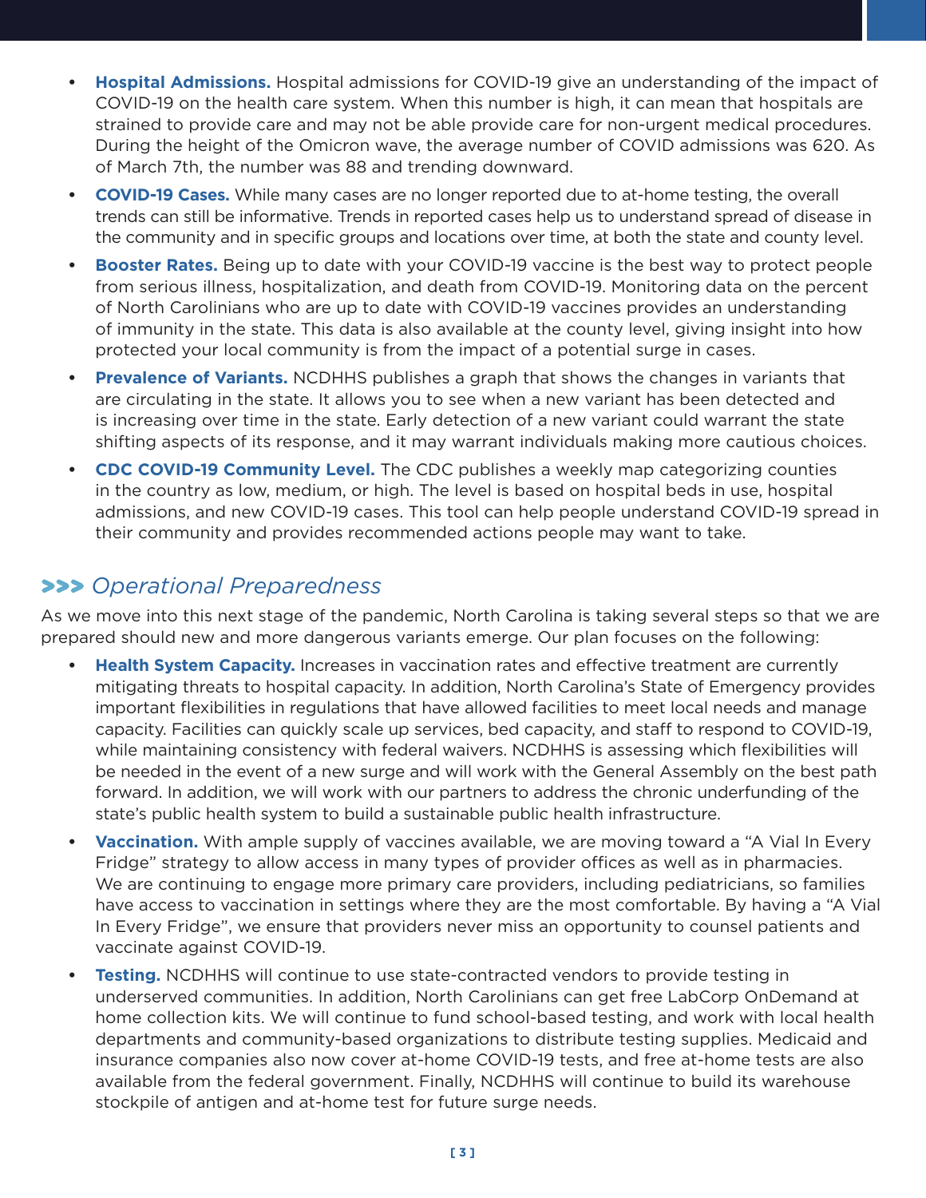- **Hospital Admissions.** Hospital admissions for COVID-19 give an understanding of the impact of COVID-19 on the health care system. When this number is high, it can mean that hospitals are strained to provide care and may not be able provide care for non-urgent medical procedures. During the height of the Omicron wave, the average number of COVID admissions was 620. As of March 7th, the number was 88 and trending downward.
- **COVID-19 Cases.** While many cases are no longer reported due to at-home testing, the overall trends can still be informative. Trends in reported cases help us to understand spread of disease in the community and in specific groups and locations over time, at both the state and county level.
- **Booster Rates.** Being up to date with your COVID-19 vaccine is the best way to protect people from serious illness, hospitalization, and death from COVID-19. Monitoring data on the percent of North Carolinians who are up to date with COVID-19 vaccines provides an understanding of immunity in the state. This data is also available at the county level, giving insight into how protected your local community is from the impact of a potential surge in cases.
- **Prevalence of Variants.** NCDHHS publishes a graph that shows the changes in variants that are circulating in the state. It allows you to see when a new variant has been detected and is increasing over time in the state. Early detection of a new variant could warrant the state shifting aspects of its response, and it may warrant individuals making more cautious choices.
- **CDC COVID-19 Community Level.** The CDC publishes a weekly map categorizing counties in the country as low, medium, or high. The level is based on hospital beds in use, hospital admissions, and new COVID-19 cases. This tool can help people understand COVID-19 spread in their community and provides recommended actions people may want to take.

## >>> *Operational Preparedness*

As we move into this next stage of the pandemic, North Carolina is taking several steps so that we are prepared should new and more dangerous variants emerge. Our plan focuses on the following:

- **Health System Capacity.** Increases in vaccination rates and effective treatment are currently mitigating threats to hospital capacity. In addition, North Carolina's State of Emergency provides important flexibilities in regulations that have allowed facilities to meet local needs and manage capacity. Facilities can quickly scale up services, bed capacity, and staff to respond to COVID-19, while maintaining consistency with federal waivers. NCDHHS is assessing which flexibilities will be needed in the event of a new surge and will work with the General Assembly on the best path forward. In addition, we will work with our partners to address the chronic underfunding of the state's public health system to build a sustainable public health infrastructure.
- **Vaccination.** With ample supply of vaccines available, we are moving toward a "A Vial In Every Fridge" strategy to allow access in many types of provider offices as well as in pharmacies. We are continuing to engage more primary care providers, including pediatricians, so families have access to vaccination in settings where they are the most comfortable. By having a "A Vial In Every Fridge", we ensure that providers never miss an opportunity to counsel patients and vaccinate against COVID-19.
- **Testing.** NCDHHS will continue to use state-contracted vendors to provide testing in underserved communities. In addition, North Carolinians can get free LabCorp OnDemand at home collection kits. We will continue to fund school-based testing, and work with local health departments and community-based organizations to distribute testing supplies. Medicaid and insurance companies also now cover at-home COVID-19 tests, and free at-home tests are also available from the federal government. Finally, NCDHHS will continue to build its warehouse stockpile of antigen and at-home test for future surge needs.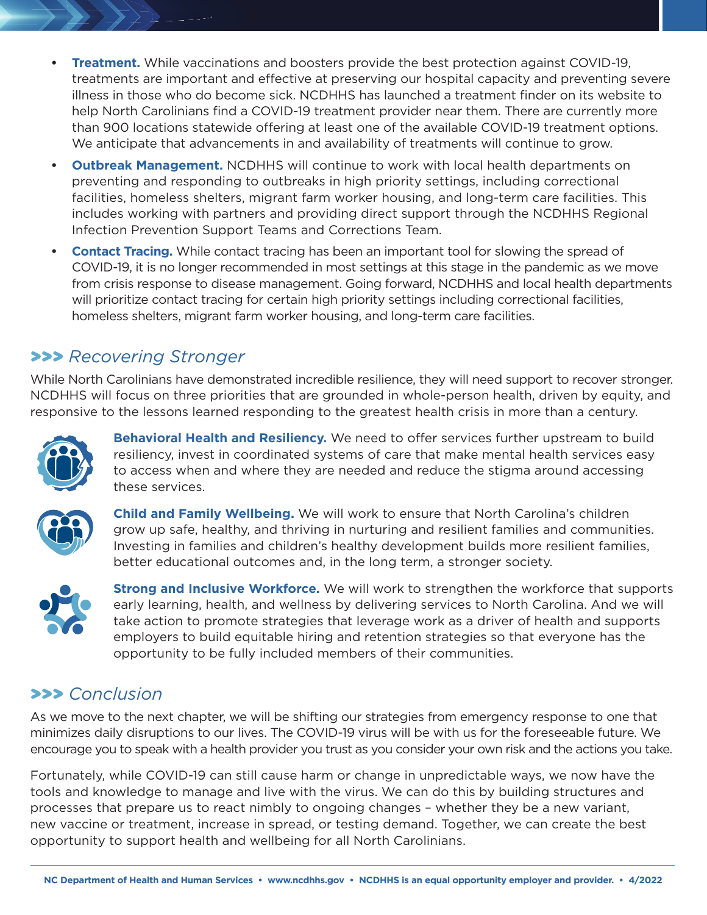- **Treatment.** While vaccinations and boosters provide the best protection against COVID-19, treatments are important and effective at preserving our hospital capacity and preventing severe illness in those who do become sick. NCDHHS has launched a treatment finder on its website to help North Carolinians find a COVID-19 treatment provider near them. There are currently more than 900 locations statewide offering at least one of the available COVID-19 treatment options. We anticipate that advancements in and availability of treatments will continue to grow.
- **Outbreak Management.** NCDHHS will continue to work with local health departments on preventing and responding to outbreaks in high priority settings, including correctional facilities, homeless shelters, migrant farm worker housing, and long-term care facilities. This includes working with partners and providing direct support through the NCDHHS Regional Infection Prevention Support Teams and Corrections Team.
- **Contact Tracing.** While contact tracing has been an important tool for slowing the spread of COVID-19, it is no longer recommended in most settings at this stage in the pandemic as we move from crisis response to disease management. Going forward, NCDHHS and local health departments will prioritize contact tracing for certain high priority settings including correctional facilities, homeless shelters, migrant farm worker housing, and long-term care facilities.

## >>> *Recovering Stronger*

While North Carolinians have demonstrated incredible resilience, they will need support to recover stronger. NCDHHS will focus on three priorities that are grounded in whole-person health, driven by equity, and responsive to the lessons learned responding to the greatest health crisis in more than a century.

**Behavioral Health and Resiliency.** We need to offer services further upstream to build resiliency, invest in coordinated systems of care that make mental health services easy to access when and where they are needed and reduce the stigma around accessing these services.

**Child and Family Wellbeing.** We will work to ensure that North Carolina's children grow up safe, healthy, and thriving in nurturing and resilient families and communities. Investing in families and children's healthy development builds more resilient families, better educational outcomes and, in the long term, a stronger society.

**Strong and Inclusive Workforce.** We will work to strengthen the workforce that supports early learning, health, and wellness by delivering services to North Carolina. And we will take action to promote strategies that leverage work as a driver of health and supports employers to build equitable hiring and retention strategies so that everyone has the opportunity to be fully included members of their communities.

## >>> *Conclusion*

As we move to the next chapter, we will be shifting our strategies from emergency response to one that minimizes daily disruptions to our lives. The COVID-19 virus will be with us for the foreseeable future. We encourage you to speak with a health provider you trust as you consider your own risk and the actions you take.

Fortunately, while COVID-19 can still cause harm or change in unpredictable ways, we now have the tools and knowledge to manage and live with the virus. We can do this by building structures and processes that prepare us to react nimbly to ongoing changes – whether they be a new variant, new vaccine or treatment, increase in spread, or testing demand. Together, we can create the best opportunity to support health and wellbeing for all North Carolinians.

NC Department of Health and Human Services • www.ncdhhs.gov • NCDHHS is an equal opportunity employer and provider. • 4/2022